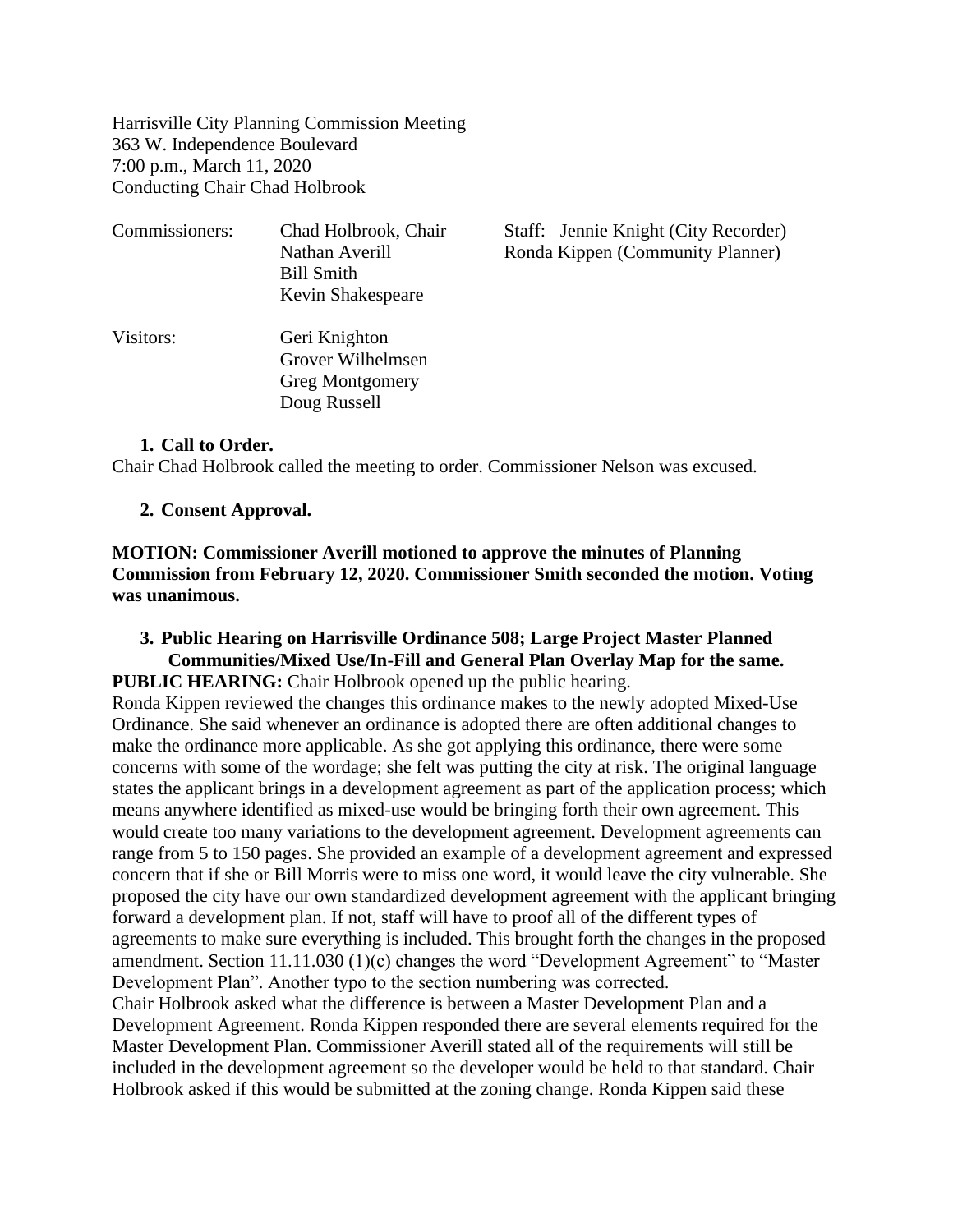Harrisville City Planning Commission Meeting
363 W. Independence Boulevard
7:00 p.m., March 11, 2020
Conducting Chair Chad Holbrook

Commissioners: Chad Holbrook, Chair
Nathan Averill
Bill Smith
Kevin Shakespeare

Staff: Jennie Knight (City Recorder)
Ronda Kippen (Community Planner)

Visitors: Geri Knighton
Grover Wilhelmsen
Greg Montgomery
Doug Russell

1. **Call to Order.**

Chair Chad Holbrook called the meeting to order. Commissioner Nelson was excused.

2. **Consent Approval.**

**MOTION: Commissioner Averill motioned to approve the minutes of Planning Commission from February 12, 2020. Commissioner Smith seconded the motion. Voting was unanimous.**

3. **Public Hearing on Harrisville Ordinance 508; Large Project Master Planned Communities/Mixed Use/In-Fill and General Plan Overlay Map for the same.**

**PUBLIC HEARING:** Chair Holbrook opened up the public hearing.

Ronda Kippen reviewed the changes this ordinance makes to the newly adopted Mixed-Use Ordinance. She said whenever an ordinance is adopted there are often additional changes to make the ordinance more applicable. As she got applying this ordinance, there were some concerns with some of the wordage; she felt was putting the city at risk. The original language states the applicant brings in a development agreement as part of the application process; which means anywhere identified as mixed-use would be bringing forth their own agreement. This would create too many variations to the development agreement. Development agreements can range from 5 to 150 pages. She provided an example of a development agreement and expressed concern that if she or Bill Morris were to miss one word, it would leave the city vulnerable. She proposed the city have our own standardized development agreement with the applicant bringing forward a development plan. If not, staff will have to proof all of the different types of agreements to make sure everything is included. This brought forth the changes in the proposed amendment. Section 11.11.030 (1)(c) changes the word "Development Agreement" to "Master Development Plan". Another typo to the section numbering was corrected.

Chair Holbrook asked what the difference is between a Master Development Plan and a Development Agreement. Ronda Kippen responded there are several elements required for the Master Development Plan. Commissioner Averill stated all of the requirements will still be included in the development agreement so the developer would be held to that standard. Chair Holbrook asked if this would be submitted at the zoning change. Ronda Kippen said these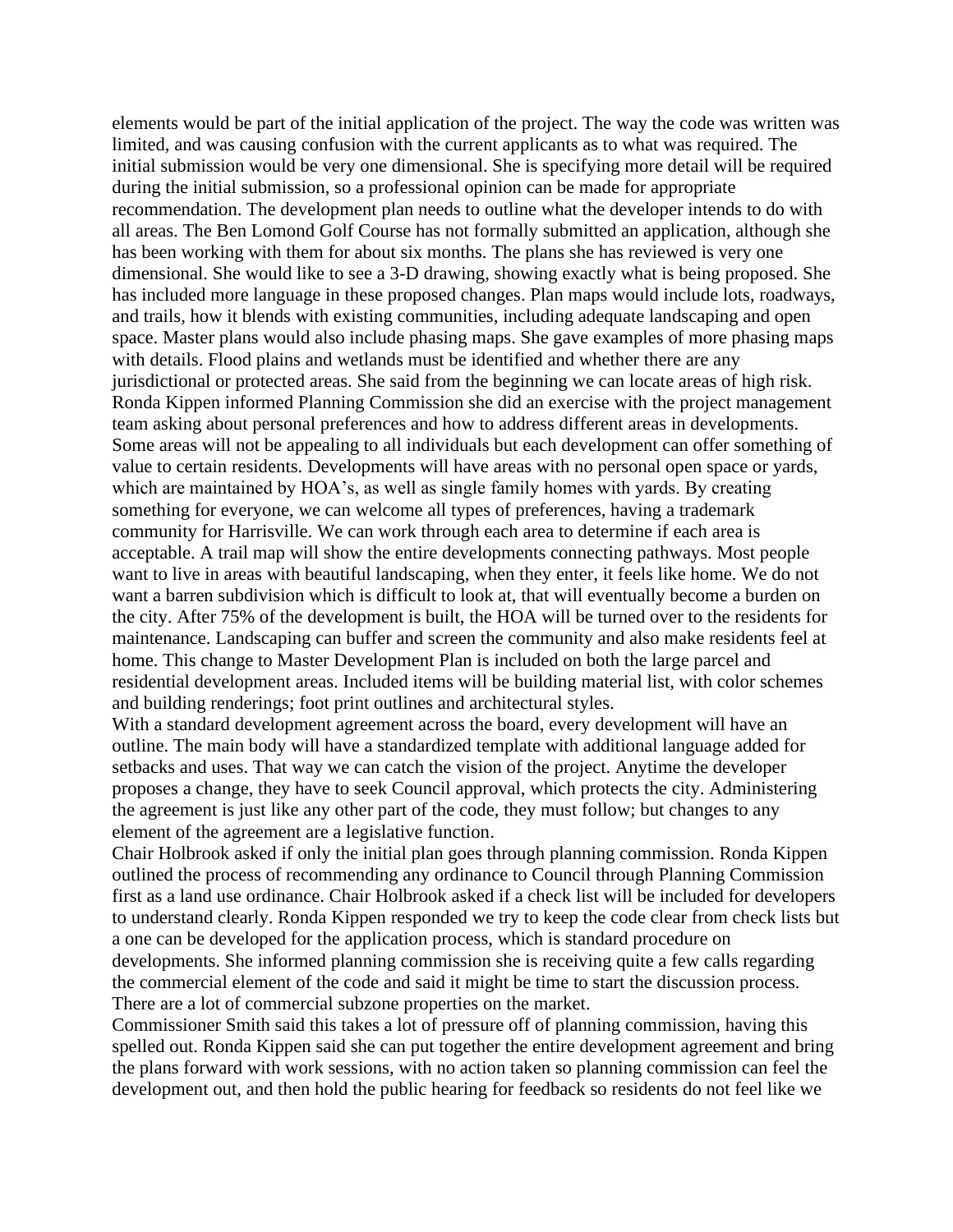elements would be part of the initial application of the project. The way the code was written was limited, and was causing confusion with the current applicants as to what was required. The initial submission would be very one dimensional. She is specifying more detail will be required during the initial submission, so a professional opinion can be made for appropriate recommendation. The development plan needs to outline what the developer intends to do with all areas. The Ben Lomond Golf Course has not formally submitted an application, although she has been working with them for about six months. The plans she has reviewed is very one dimensional. She would like to see a 3-D drawing, showing exactly what is being proposed. She has included more language in these proposed changes. Plan maps would include lots, roadways, and trails, how it blends with existing communities, including adequate landscaping and open space. Master plans would also include phasing maps. She gave examples of more phasing maps with details. Flood plains and wetlands must be identified and whether there are any jurisdictional or protected areas. She said from the beginning we can locate areas of high risk. Ronda Kippen informed Planning Commission she did an exercise with the project management team asking about personal preferences and how to address different areas in developments. Some areas will not be appealing to all individuals but each development can offer something of value to certain residents. Developments will have areas with no personal open space or yards, which are maintained by HOA's, as well as single family homes with yards. By creating something for everyone, we can welcome all types of preferences, having a trademark community for Harrisville. We can work through each area to determine if each area is acceptable. A trail map will show the entire developments connecting pathways. Most people want to live in areas with beautiful landscaping, when they enter, it feels like home. We do not want a barren subdivision which is difficult to look at, that will eventually become a burden on the city. After 75% of the development is built, the HOA will be turned over to the residents for maintenance. Landscaping can buffer and screen the community and also make residents feel at home. This change to Master Development Plan is included on both the large parcel and residential development areas. Included items will be building material list, with color schemes and building renderings; foot print outlines and architectural styles.

With a standard development agreement across the board, every development will have an outline. The main body will have a standardized template with additional language added for setbacks and uses. That way we can catch the vision of the project. Anytime the developer proposes a change, they have to seek Council approval, which protects the city. Administering the agreement is just like any other part of the code, they must follow; but changes to any element of the agreement are a legislative function.

Chair Holbrook asked if only the initial plan goes through planning commission. Ronda Kippen outlined the process of recommending any ordinance to Council through Planning Commission first as a land use ordinance. Chair Holbrook asked if a check list will be included for developers to understand clearly. Ronda Kippen responded we try to keep the code clear from check lists but a one can be developed for the application process, which is standard procedure on developments. She informed planning commission she is receiving quite a few calls regarding the commercial element of the code and said it might be time to start the discussion process. There are a lot of commercial subzone properties on the market.

Commissioner Smith said this takes a lot of pressure off of planning commission, having this spelled out. Ronda Kippen said she can put together the entire development agreement and bring the plans forward with work sessions, with no action taken so planning commission can feel the development out, and then hold the public hearing for feedback so residents do not feel like we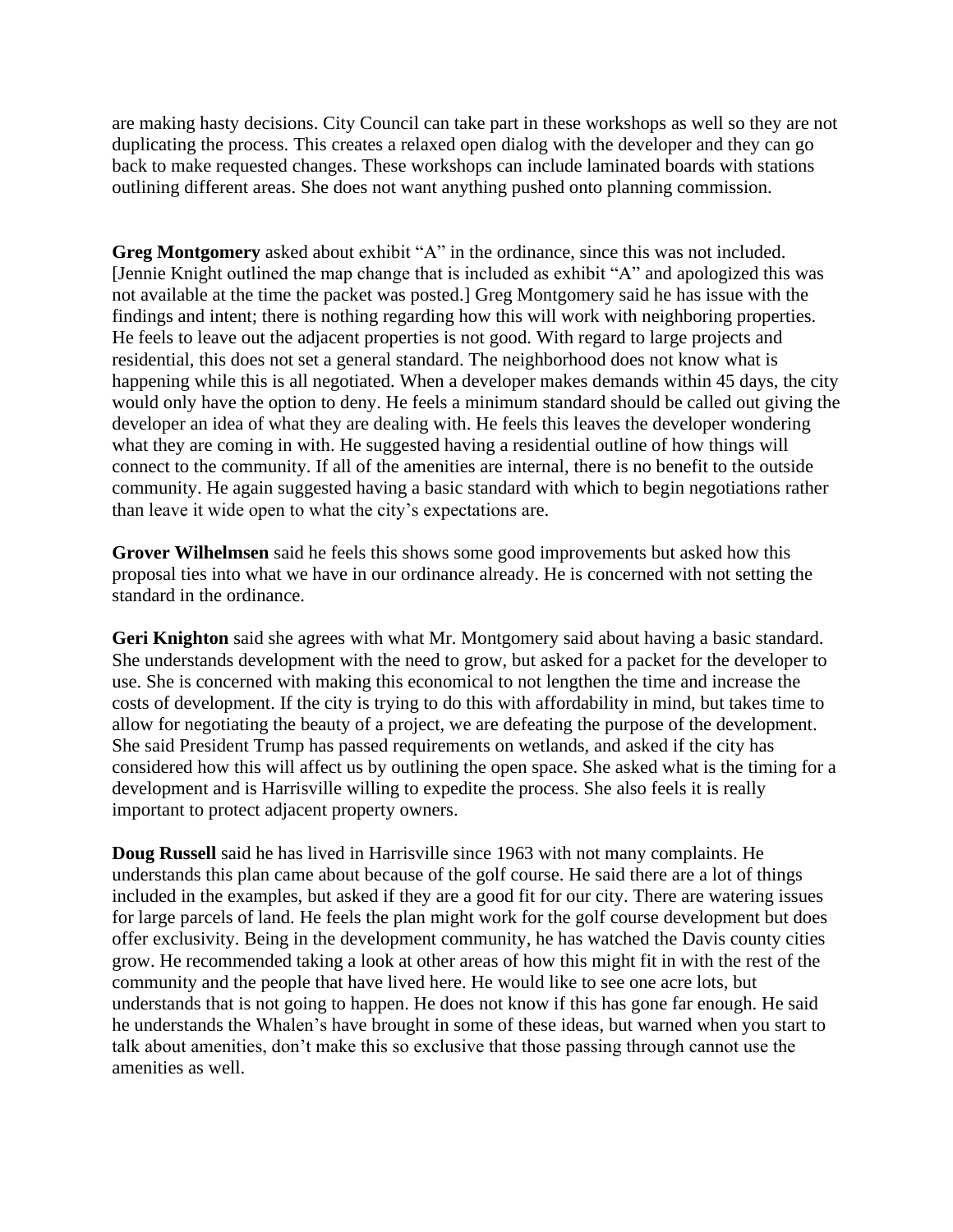are making hasty decisions. City Council can take part in these workshops as well so they are not duplicating the process. This creates a relaxed open dialog with the developer and they can go back to make requested changes. These workshops can include laminated boards with stations outlining different areas. She does not want anything pushed onto planning commission.

**Greg Montgomery** asked about exhibit "A" in the ordinance, since this was not included. [Jennie Knight outlined the map change that is included as exhibit "A" and apologized this was not available at the time the packet was posted.] Greg Montgomery said he has issue with the findings and intent; there is nothing regarding how this will work with neighboring properties. He feels to leave out the adjacent properties is not good. With regard to large projects and residential, this does not set a general standard. The neighborhood does not know what is happening while this is all negotiated. When a developer makes demands within 45 days, the city would only have the option to deny. He feels a minimum standard should be called out giving the developer an idea of what they are dealing with. He feels this leaves the developer wondering what they are coming in with. He suggested having a residential outline of how things will connect to the community. If all of the amenities are internal, there is no benefit to the outside community. He again suggested having a basic standard with which to begin negotiations rather than leave it wide open to what the city's expectations are.

**Grover Wilhelmsen** said he feels this shows some good improvements but asked how this proposal ties into what we have in our ordinance already. He is concerned with not setting the standard in the ordinance.

**Geri Knighton** said she agrees with what Mr. Montgomery said about having a basic standard. She understands development with the need to grow, but asked for a packet for the developer to use. She is concerned with making this economical to not lengthen the time and increase the costs of development. If the city is trying to do this with affordability in mind, but takes time to allow for negotiating the beauty of a project, we are defeating the purpose of the development. She said President Trump has passed requirements on wetlands, and asked if the city has considered how this will affect us by outlining the open space. She asked what is the timing for a development and is Harrisville willing to expedite the process. She also feels it is really important to protect adjacent property owners.

**Doug Russell** said he has lived in Harrisville since 1963 with not many complaints. He understands this plan came about because of the golf course. He said there are a lot of things included in the examples, but asked if they are a good fit for our city. There are watering issues for large parcels of land. He feels the plan might work for the golf course development but does offer exclusivity. Being in the development community, he has watched the Davis county cities grow. He recommended taking a look at other areas of how this might fit in with the rest of the community and the people that have lived here. He would like to see one acre lots, but understands that is not going to happen. He does not know if this has gone far enough. He said he understands the Whalen's have brought in some of these ideas, but warned when you start to talk about amenities, don't make this so exclusive that those passing through cannot use the amenities as well.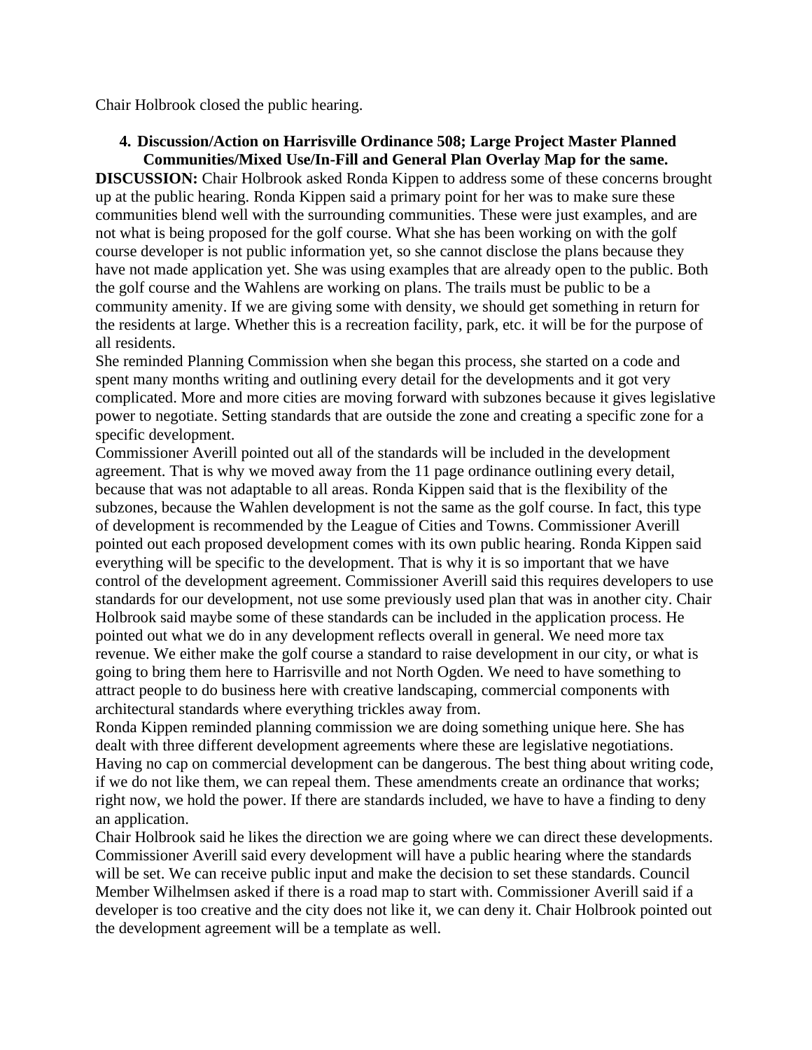Chair Holbrook closed the public hearing.

**4. Discussion/Action on Harrisville Ordinance 508; Large Project Master Planned Communities/Mixed Use/In-Fill and General Plan Overlay Map for the same.**

**DISCUSSION:** Chair Holbrook asked Ronda Kippen to address some of these concerns brought up at the public hearing. Ronda Kippen said a primary point for her was to make sure these communities blend well with the surrounding communities. These were just examples, and are not what is being proposed for the golf course. What she has been working on with the golf course developer is not public information yet, so she cannot disclose the plans because they have not made application yet. She was using examples that are already open to the public. Both the golf course and the Wahlens are working on plans. The trails must be public to be a community amenity. If we are giving some with density, we should get something in return for the residents at large. Whether this is a recreation facility, park, etc. it will be for the purpose of all residents.

She reminded Planning Commission when she began this process, she started on a code and spent many months writing and outlining every detail for the developments and it got very complicated. More and more cities are moving forward with subzones because it gives legislative power to negotiate. Setting standards that are outside the zone and creating a specific zone for a specific development.

Commissioner Averill pointed out all of the standards will be included in the development agreement. That is why we moved away from the 11 page ordinance outlining every detail, because that was not adaptable to all areas. Ronda Kippen said that is the flexibility of the subzones, because the Wahlen development is not the same as the golf course. In fact, this type of development is recommended by the League of Cities and Towns. Commissioner Averill pointed out each proposed development comes with its own public hearing. Ronda Kippen said everything will be specific to the development. That is why it is so important that we have control of the development agreement. Commissioner Averill said this requires developers to use standards for our development, not use some previously used plan that was in another city. Chair Holbrook said maybe some of these standards can be included in the application process. He pointed out what we do in any development reflects overall in general. We need more tax revenue. We either make the golf course a standard to raise development in our city, or what is going to bring them here to Harrisville and not North Ogden. We need to have something to attract people to do business here with creative landscaping, commercial components with architectural standards where everything trickles away from.

Ronda Kippen reminded planning commission we are doing something unique here. She has dealt with three different development agreements where these are legislative negotiations. Having no cap on commercial development can be dangerous. The best thing about writing code, if we do not like them, we can repeal them. These amendments create an ordinance that works; right now, we hold the power. If there are standards included, we have to have a finding to deny an application.

Chair Holbrook said he likes the direction we are going where we can direct these developments. Commissioner Averill said every development will have a public hearing where the standards will be set. We can receive public input and make the decision to set these standards. Council Member Wilhelmsen asked if there is a road map to start with. Commissioner Averill said if a developer is too creative and the city does not like it, we can deny it. Chair Holbrook pointed out the development agreement will be a template as well.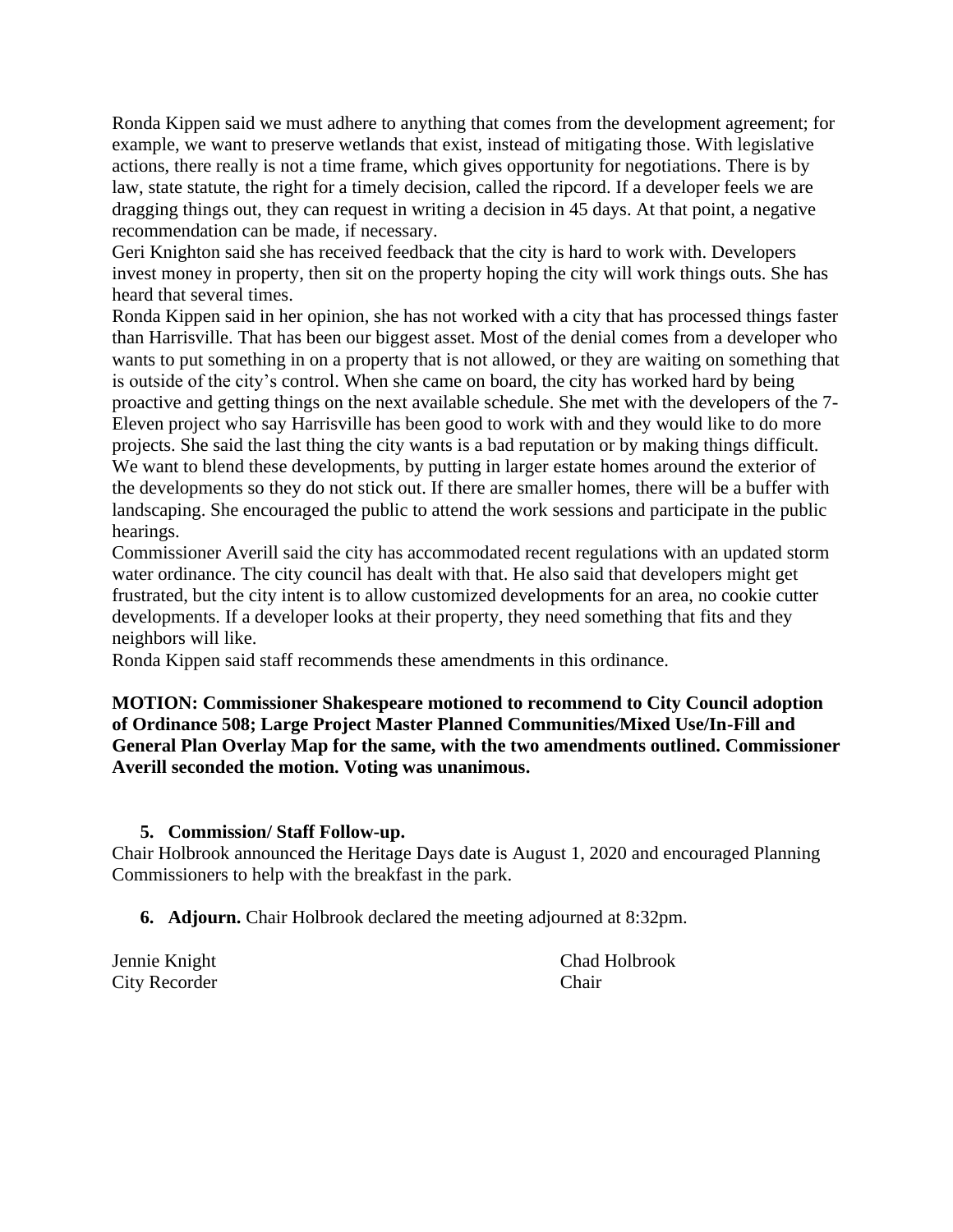Ronda Kippen said we must adhere to anything that comes from the development agreement; for example, we want to preserve wetlands that exist, instead of mitigating those. With legislative actions, there really is not a time frame, which gives opportunity for negotiations. There is by law, state statute, the right for a timely decision, called the ripcord. If a developer feels we are dragging things out, they can request in writing a decision in 45 days. At that point, a negative recommendation can be made, if necessary.

Geri Knighton said she has received feedback that the city is hard to work with. Developers invest money in property, then sit on the property hoping the city will work things outs. She has heard that several times.

Ronda Kippen said in her opinion, she has not worked with a city that has processed things faster than Harrisville. That has been our biggest asset. Most of the denial comes from a developer who wants to put something in on a property that is not allowed, or they are waiting on something that is outside of the city's control. When she came on board, the city has worked hard by being proactive and getting things on the next available schedule. She met with the developers of the 7-Eleven project who say Harrisville has been good to work with and they would like to do more projects. She said the last thing the city wants is a bad reputation or by making things difficult. We want to blend these developments, by putting in larger estate homes around the exterior of the developments so they do not stick out. If there are smaller homes, there will be a buffer with landscaping. She encouraged the public to attend the work sessions and participate in the public hearings.

Commissioner Averill said the city has accommodated recent regulations with an updated storm water ordinance. The city council has dealt with that. He also said that developers might get frustrated, but the city intent is to allow customized developments for an area, no cookie cutter developments. If a developer looks at their property, they need something that fits and they neighbors will like.

Ronda Kippen said staff recommends these amendments in this ordinance.

**MOTION: Commissioner Shakespeare motioned to recommend to City Council adoption of Ordinance 508; Large Project Master Planned Communities/Mixed Use/In-Fill and General Plan Overlay Map for the same, with the two amendments outlined. Commissioner Averill seconded the motion. Voting was unanimous.**

**5. Commission/ Staff Follow-up.**

Chair Holbrook announced the Heritage Days date is August 1, 2020 and encouraged Planning Commissioners to help with the breakfast in the park.

**6. Adjourn.** Chair Holbrook declared the meeting adjourned at 8:32pm.

Jennie Knight
City Recorder

Chad Holbrook
Chair